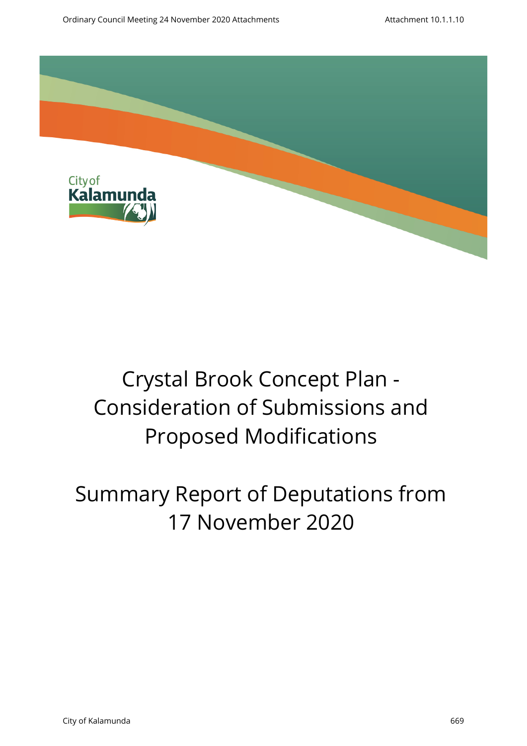# Crystal Brook Concept Plan - Consideration of Submissions and Proposed Modifications

# Summary Report of Deputations from 17 November 2020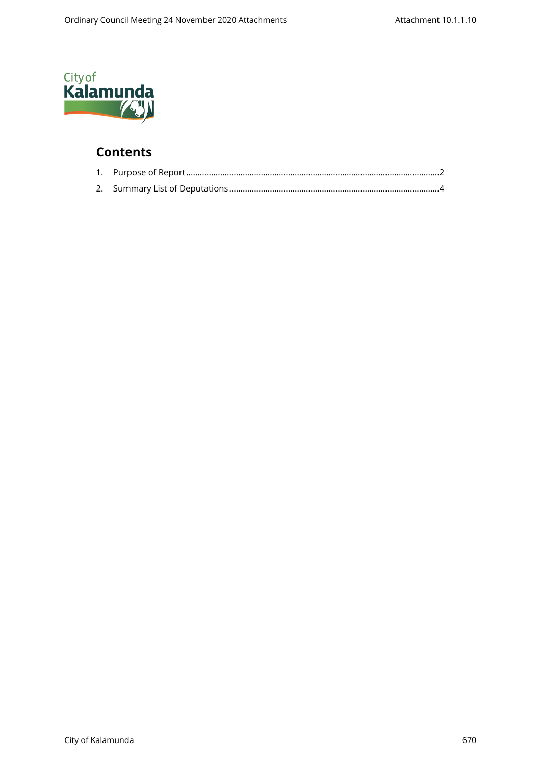City of Kalamunda

## Contents

1. Purpose of Report ......................................................................................................2
2. Summary List of Deputations ....................................................................................4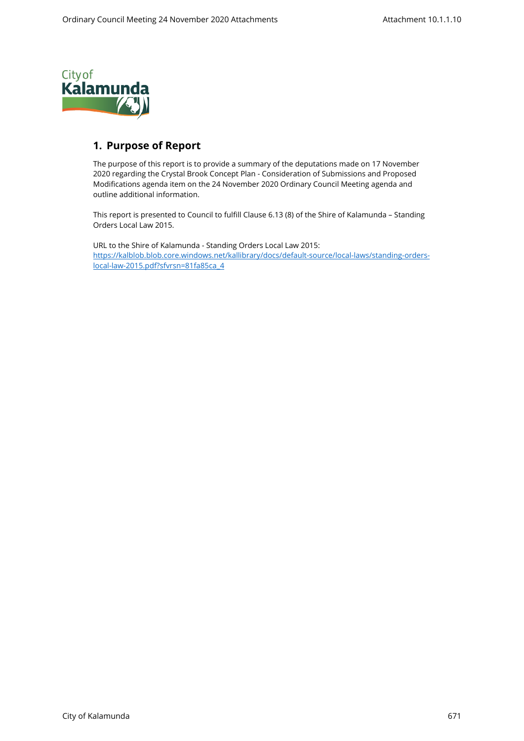## 1. Purpose of Report

The purpose of this report is to provide a summary of the deputations made on 17 November 2020 regarding the Crystal Brook Concept Plan - Consideration of Submissions and Proposed Modifications agenda item on the 24 November 2020 Ordinary Council Meeting agenda and outline additional information.

This report is presented to Council to fulfill Clause 6.13 (8) of the Shire of Kalamunda – Standing Orders Local Law 2015.

URL to the Shire of Kalamunda - Standing Orders Local Law 2015:
[https://kalblob.blob.core.windows.net/kallibrary/docs/default-source/local-laws/standing-orders-local-law-2015.pdf?sfvrsn=81fa85ca_4](https://kalblob.blob.core.windows.net/kallibrary/docs/default-source/local-laws/standing-orders-local-law-2015.pdf?sfvrsn=81fa85ca_4)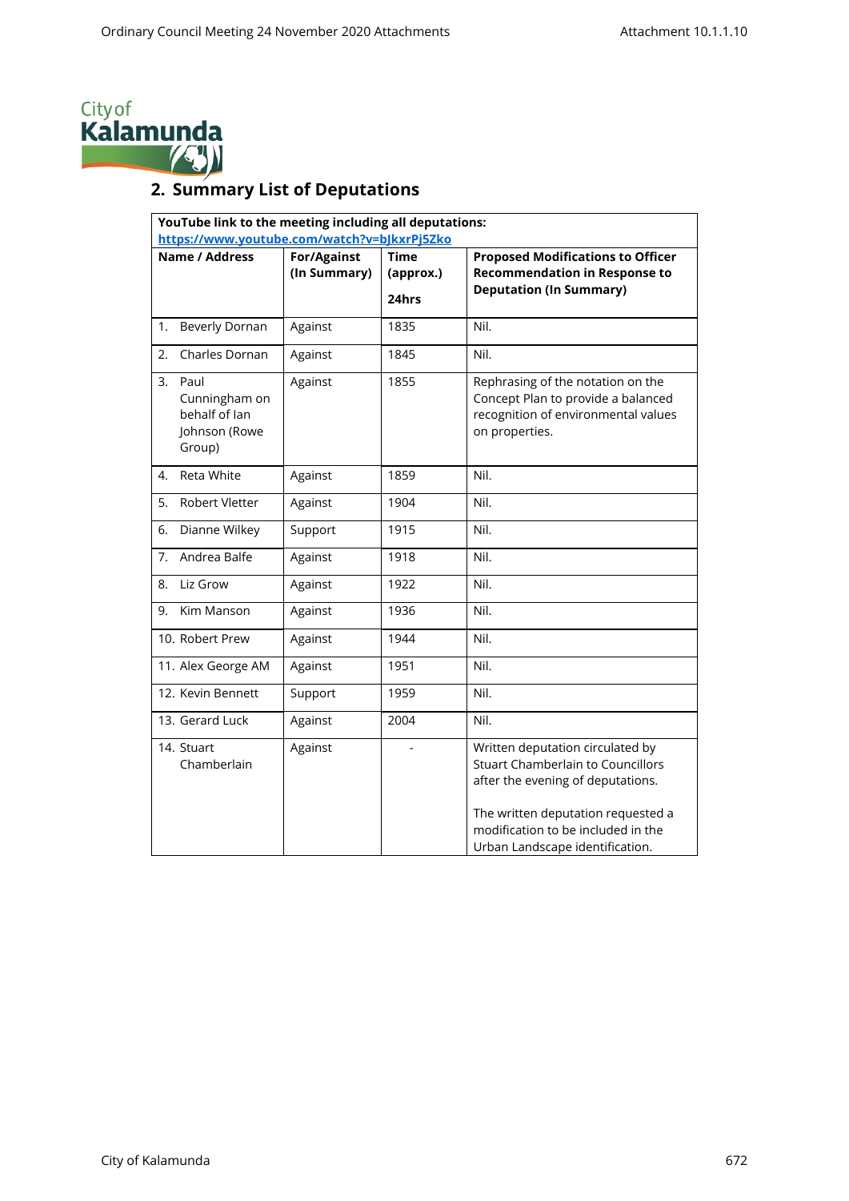## 2. Summary List of Deputations

| YouTube link to the meeting including all deputations: https://www.youtube.com/watch?v=bJkxrPj5Zko | | | |
|---|---|---|---|
| **Name / Address** | **For/Against (In Summary)** | **Time (approx.) 24hrs** | **Proposed Modifications to Officer Recommendation in Response to Deputation (In Summary)** |
| 1. Beverly Dornan | Against | 1835 | Nil. |
| 2. Charles Dornan | Against | 1845 | Nil. |
| 3. Paul Cunningham on behalf of Ian Johnson (Rowe Group) | Against | 1855 | Rephrasing of the notation on the Concept Plan to provide a balanced recognition of environmental values on properties. |
| 4. Reta White | Against | 1859 | Nil. |
| 5. Robert Vletter | Against | 1904 | Nil. |
| 6. Dianne Wilkey | Support | 1915 | Nil. |
| 7. Andrea Balfe | Against | 1918 | Nil. |
| 8. Liz Grow | Against | 1922 | Nil. |
| 9. Kim Manson | Against | 1936 | Nil. |
| 10. Robert Prew | Against | 1944 | Nil. |
| 11. Alex George AM | Against | 1951 | Nil. |
| 12. Kevin Bennett | Support | 1959 | Nil. |
| 13. Gerard Luck | Against | 2004 | Nil. |
| 14. Stuart Chamberlain | Against | - | Written deputation circulated by Stuart Chamberlain to Councillors after the evening of deputations.<br><br>The written deputation requested a modification to be included in the Urban Landscape identification. |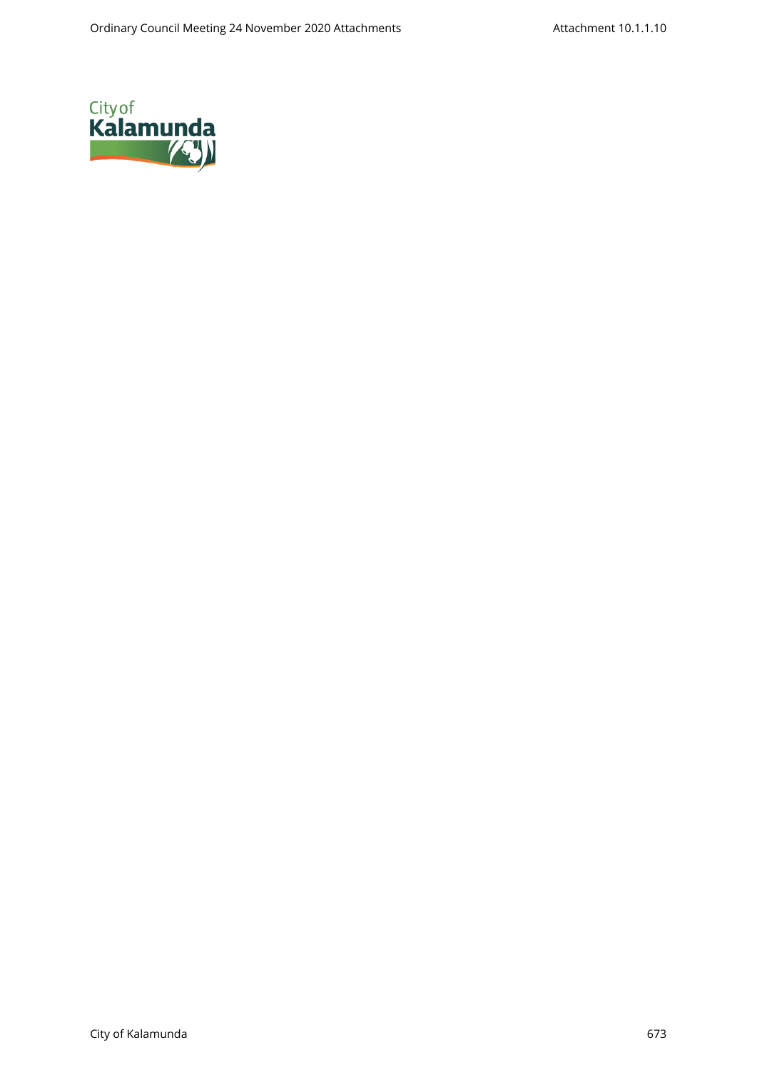City of Kalamunda